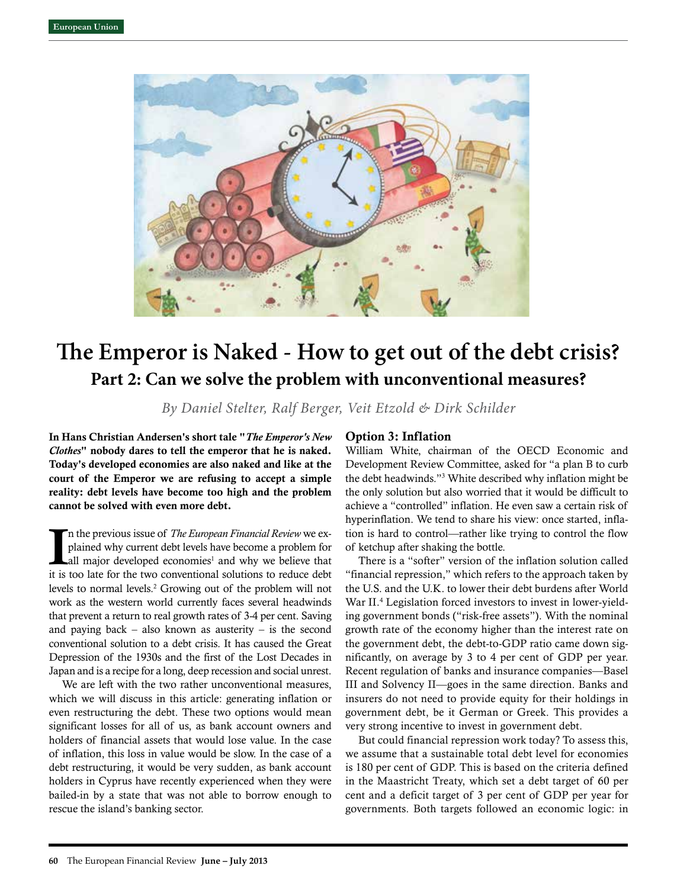# The Emperor is Naked - How to get out of the debt crisis?

## Part 2: Can we solve the problem with unconventional measures?

*By Daniel Stelter, Ralf Berger, Veit Etzold & Dirk Schilder*

**In Hans Christian Andersen's short tale "*The Emperor's New Clothes*" nobody dares to tell the emperor that he is naked. Today's developed economies are also naked and like at the court of the Emperor we are refusing to accept a simple reality: debt levels have become too high and the problem cannot be solved with even more debt.**

In the previous issue of *The European Financial Review* we explained why current debt levels have become a problem for all major developed economies[1] and why we believe that it is too late for the two conventional solutions to reduce debt levels to normal levels.[2] Growing out of the problem will not work as the western world currently faces several headwinds that prevent a return to real growth rates of 3-4 per cent. Saving and paying back – also known as austerity – is the second conventional solution to a debt crisis. It has caused the Great Depression of the 1930s and the first of the Lost Decades in Japan and is a recipe for a long, deep recession and social unrest.

We are left with the two rather unconventional measures, which we will discuss in this article: generating inflation or even restructuring the debt. These two options would mean significant losses for all of us, as bank account owners and holders of financial assets that would lose value. In the case of inflation, this loss in value would be slow. In the case of a debt restructuring, it would be very sudden, as bank account holders in Cyprus have recently experienced when they were bailed-in by a state that was not able to borrow enough to rescue the island's banking sector.

### Option 3: Inflation

William White, chairman of the OECD Economic and Development Review Committee, asked for "a plan B to curb the debt headwinds."[3] White described why inflation might be the only solution but also worried that it would be difficult to achieve a "controlled" inflation. He even saw a certain risk of hyperinflation. We tend to share his view: once started, inflation is hard to control—rather like trying to control the flow of ketchup after shaking the bottle.

There is a "softer" version of the inflation solution called "financial repression," which refers to the approach taken by the U.S. and the U.K. to lower their debt burdens after World War II.[4] Legislation forced investors to invest in lower-yielding government bonds ("risk-free assets"). With the nominal growth rate of the economy higher than the interest rate on the government debt, the debt-to-GDP ratio came down significantly, on average by 3 to 4 per cent of GDP per year. Recent regulation of banks and insurance companies—Basel III and Solvency II—goes in the same direction. Banks and insurers do not need to provide equity for their holdings in government debt, be it German or Greek. This provides a very strong incentive to invest in government debt.

But could financial repression work today? To assess this, we assume that a sustainable total debt level for economies is 180 per cent of GDP. This is based on the criteria defined in the Maastricht Treaty, which set a debt target of 60 per cent and a deficit target of 3 per cent of GDP per year for governments. Both targets followed an economic logic: in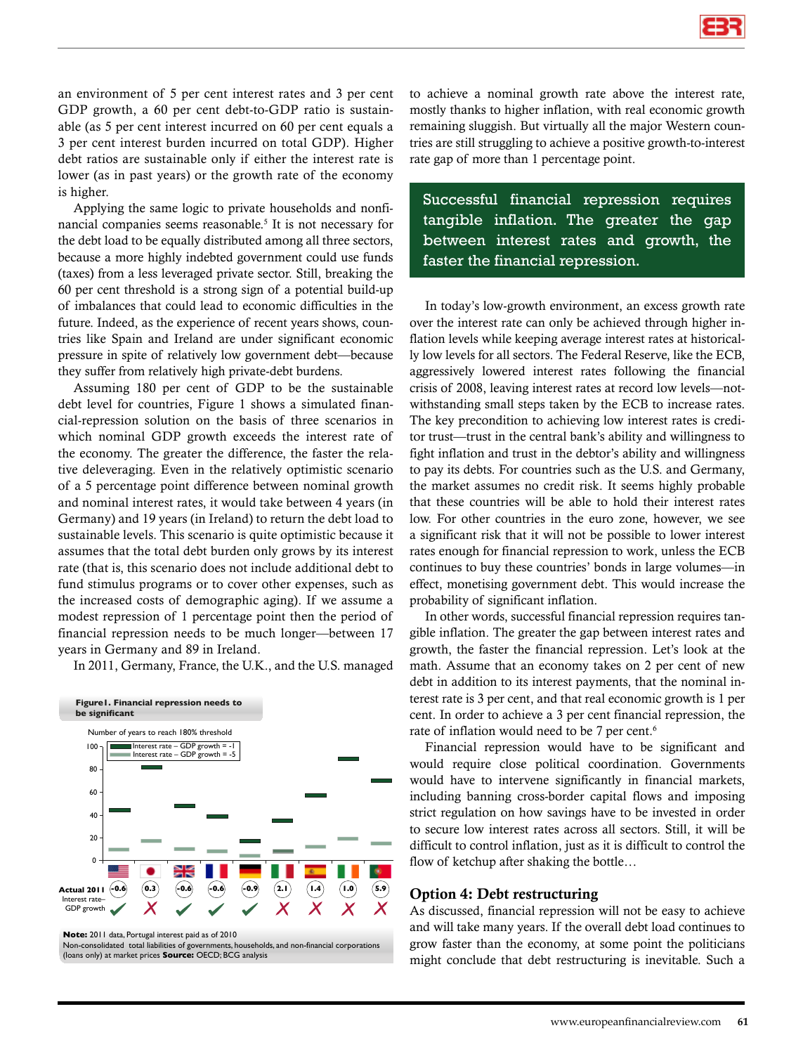an environment of 5 per cent interest rates and 3 per cent GDP growth, a 60 per cent debt-to-GDP ratio is sustainable (as 5 per cent interest incurred on 60 per cent equals a 3 per cent interest burden incurred on total GDP). Higher debt ratios are sustainable only if either the interest rate is lower (as in past years) or the growth rate of the economy is higher.

Applying the same logic to private households and nonfinancial companies seems reasonable.[5] It is not necessary for the debt load to be equally distributed among all three sectors, because a more highly indebted government could use funds (taxes) from a less leveraged private sector. Still, breaking the 60 per cent threshold is a strong sign of a potential build-up of imbalances that could lead to economic difficulties in the future. Indeed, as the experience of recent years shows, countries like Spain and Ireland are under significant economic pressure in spite of relatively low government debt—because they suffer from relatively high private-debt burdens.

Assuming 180 per cent of GDP to be the sustainable debt level for countries, Figure 1 shows a simulated financial-repression solution on the basis of three scenarios in which nominal GDP growth exceeds the interest rate of the economy. The greater the difference, the faster the relative deleveraging. Even in the relatively optimistic scenario of a 5 percentage point difference between nominal growth and nominal interest rates, it would take between 4 years (in Germany) and 19 years (in Ireland) to return the debt load to sustainable levels. This scenario is quite optimistic because it assumes that the total debt burden only grows by its interest rate (that is, this scenario does not include additional debt to fund stimulus programs or to cover other expenses, such as the increased costs of demographic aging). If we assume a modest repression of 1 percentage point then the period of financial repression needs to be much longer—between 17 years in Germany and 89 in Ireland.

In 2011, Germany, France, the U.K., and the U.S. managed to achieve a nominal growth rate above the interest rate, mostly thanks to higher inflation, with real economic growth remaining sluggish. But virtually all the major Western countries are still struggling to achieve a positive growth-to-interest rate gap of more than 1 percentage point.

**Figure1. Financial repression needs to be significant**

Number of years to reach 180% threshold

| Country | Interest rate – GDP growth = -1 | Interest rate – GDP growth = -5 | Actual 2011 Interest rate–GDP growth | |
|---|---|---|---|---|
| U.S. | ~45 | ~10 | -0.6 | ✓ |
| Japan | ~82 | ~17 | 0.3 | ✗ |
| U.K. | ~48 | ~10 | -0.6 | ✓ |
| France | ~39 | ~8 | -0.6 | ✓ |
| Germany | ~17 | ~4 | -0.9 | ✓ |
| Italy | ~35 | ~8 | 2.1 | ✗ |
| Spain | ~57 | ~12 | 1.4 | ✗ |
| Ireland | ~89 | ~19 | 1.0 | ✗ |
| Portugal | ~70 | ~15 | 5.9 | ✗ |

**Note:** 2011 data, Portugal interest paid as of 2010
Non-consolidated total liabilities of governments, households, and non-financial corporations (loans only) at market prices **Source:** OECD; BCG analysis

> Successful financial repression requires tangible inflation. The greater the gap between interest rates and growth, the faster the financial repression.

In today's low-growth environment, an excess growth rate over the interest rate can only be achieved through higher inflation levels while keeping average interest rates at historically low levels for all sectors. The Federal Reserve, like the ECB, aggressively lowered interest rates following the financial crisis of 2008, leaving interest rates at record low levels—notwithstanding small steps taken by the ECB to increase rates. The key precondition to achieving low interest rates is creditor trust—trust in the central bank's ability and willingness to fight inflation and trust in the debtor's ability and willingness to pay its debts. For countries such as the U.S. and Germany, the market assumes no credit risk. It seems highly probable that these countries will be able to hold their interest rates low. For other countries in the euro zone, however, we see a significant risk that it will not be possible to lower interest rates enough for financial repression to work, unless the ECB continues to buy these countries' bonds in large volumes—in effect, monetising government debt. This would increase the probability of significant inflation.

In other words, successful financial repression requires tangible inflation. The greater the gap between interest rates and growth, the faster the financial repression. Let's look at the math. Assume that an economy takes on 2 per cent of new debt in addition to its interest payments, that the nominal interest rate is 3 per cent, and that real economic growth is 1 per cent. In order to achieve a 3 per cent financial repression, the rate of inflation would need to be 7 per cent.[6]

Financial repression would have to be significant and would require close political coordination. Governments would have to intervene significantly in financial markets, including banning cross-border capital flows and imposing strict regulation on how savings have to be invested in order to secure low interest rates across all sectors. Still, it will be difficult to control inflation, just as it is difficult to control the flow of ketchup after shaking the bottle…

## Option 4: Debt restructuring

As discussed, financial repression will not be easy to achieve and will take many years. If the overall debt load continues to grow faster than the economy, at some point the politicians might conclude that debt restructuring is inevitable. Such a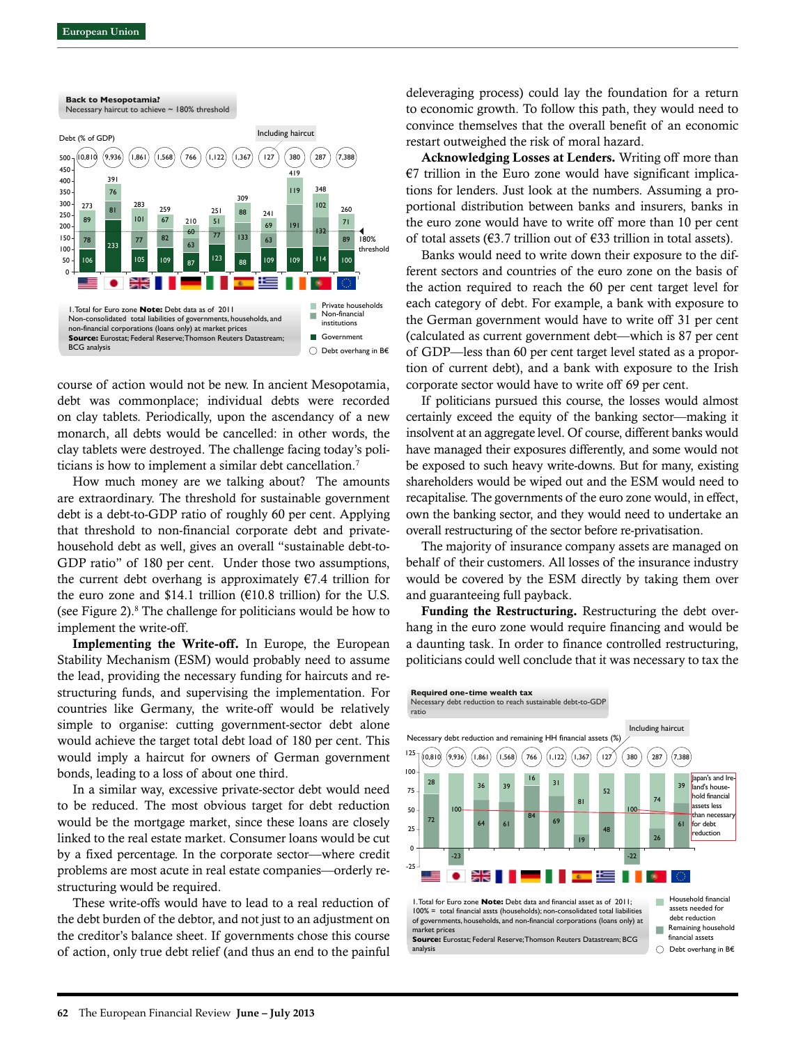**Back to Mesopotamia?**
Necessary haircut to achieve ~ 180% threshold

Debt (% of GDP)

Including haircut

| | US | Japan | UK | France | Germany | Italy | Spain | Greece | Ireland | Portugal | Euro zone[1] |
|---|---|---|---|---|---|---|---|---|---|---|---|
| Debt overhang in B€ | 10,810 | 9,936 | 1,861 | 1,568 | 766 | 1,122 | 1,367 | 127 | 380 | 287 | 7,388 |
| Total | 273 | 391 | 283 | 259 | 210 | 251 | 309 | 241 | 419 | 348 | 260 |
| Private households | 89 | 76 | 101 | 67 | 60 | 51 | 88 | 69 | 119 | 102 | 71 |
| Non-financial institutions | 78 | 81 | 77 | 82 | 63 | 77 | 133 | 63 | 191 | 132 | 89 |
| Government | 106 | 233 | 105 | 109 | 87 | 123 | 88 | 109 | 109 | 114 | 100 |

180% threshold

1.Total for Euro zone **Note:** Debt data as of 2011
Non-consolidated total liabilities of governments, households, and non-financial corporations (loans only) at market prices
**Source:** Eurostat; Federal Reserve; Thomson Reuters Datastream; BCG analysis

course of action would not be new. In ancient Mesopotamia, debt was commonplace; individual debts were recorded on clay tablets. Periodically, upon the ascendancy of a new monarch, all debts would be cancelled: in other words, the clay tablets were destroyed. The challenge facing today's politicians is how to implement a similar debt cancellation.[7]

How much money are we talking about? The amounts are extraordinary. The threshold for sustainable government debt is a debt-to-GDP ratio of roughly 60 per cent. Applying that threshold to non-financial corporate debt and private-household debt as well, gives an overall "sustainable debt-to-GDP ratio" of 180 per cent. Under those two assumptions, the current debt overhang is approximately €7.4 trillion for the euro zone and $14.1 trillion (€10.8 trillion) for the U.S. (see Figure 2).[8] The challenge for politicians would be how to implement the write-off.

**Implementing the Write-off.** In Europe, the European Stability Mechanism (ESM) would probably need to assume the lead, providing the necessary funding for haircuts and restructuring funds, and supervising the implementation. For countries like Germany, the write-off would be relatively simple to organise: cutting government-sector debt alone would achieve the target total debt load of 180 per cent. This would imply a haircut for owners of German government bonds, leading to a loss of about one third.

In a similar way, excessive private-sector debt would need to be reduced. The most obvious target for debt reduction would be the mortgage market, since these loans are closely linked to the real estate market. Consumer loans would be cut by a fixed percentage. In the corporate sector—where credit problems are most acute in real estate companies—orderly restructuring would be required.

These write-offs would have to lead to a real reduction of the debt burden of the debtor, and not just to an adjustment on the creditor's balance sheet. If governments chose this course of action, only true debt relief (and thus an end to the painful deleveraging process) could lay the foundation for a return to economic growth. To follow this path, they would need to convince themselves that the overall benefit of an economic restart outweighed the risk of moral hazard.

**Acknowledging Losses at Lenders.** Writing off more than €7 trillion in the Euro zone would have significant implications for lenders. Just look at the numbers. Assuming a proportional distribution between banks and insurers, banks in the euro zone would have to write off more than 10 per cent of total assets (€3.7 trillion out of €33 trillion in total assets).

Banks would need to write down their exposure to the different sectors and countries of the euro zone on the basis of the action required to reach the 60 per cent target level for each category of debt. For example, a bank with exposure to the German government would have to write off 31 per cent (calculated as current government debt—which is 87 per cent of GDP—less than 60 per cent target level stated as a proportion of current debt), and a bank with exposure to the Irish corporate sector would have to write off 69 per cent.

If politicians pursued this course, the losses would almost certainly exceed the equity of the banking sector—making it insolvent at an aggregate level. Of course, different banks would have managed their exposures differently, and some would not be exposed to such heavy write-downs. But for many, existing shareholders would be wiped out and the ESM would need to recapitalise. The governments of the euro zone would, in effect, own the banking sector, and they would need to undertake an overall restructuring of the sector before re-privatisation.

The majority of insurance company assets are managed on behalf of their customers. All losses of the insurance industry would be covered by the ESM directly by taking them over and guaranteeing full payback.

**Funding the Restructuring.** Restructuring the debt overhang in the euro zone would require financing and would be a daunting task. In order to finance controlled restructuring, politicians could well conclude that it was necessary to tax the

**Required one-time wealth tax**
Necessary debt reduction to reach sustainable debt-to-GDP ratio

Necessary debt reduction and remaining HH financial assets (%)

Including haircut

| | US | Japan | UK | France | Germany | Italy | Spain | Greece | Ireland | Portugal | Euro zone[1] |
|---|---|---|---|---|---|---|---|---|---|---|---|
| Debt overhang in B€ | 10,810 | 9,936 | 1,861 | 1,568 | 766 | 1,122 | 1,367 | 127 | 380 | 287 | 7,388 |
| Household financial assets needed for debt reduction | 72 | 100 | 64 | 61 | 84 | 69 | 81 | 48 | 100 | 74 | 61 |
| Remaining household financial assets | 28 | -23 | 36 | 39 | 16 | 31 | 19 | 52 | -22 | 26 | 39 |

Japan's and Ireland's household financial assets less than necessary for debt reduction

1.Total for Euro zone **Note:** Debt data and financial asset as of 2011; 100% = total financial assts (households); non-consolidated total liabilities of governments, households, and non-financial corporations (loans only) at market prices
**Source:** Eurostat; Federal Reserve; Thomson Reuters Datastream; BCG analysis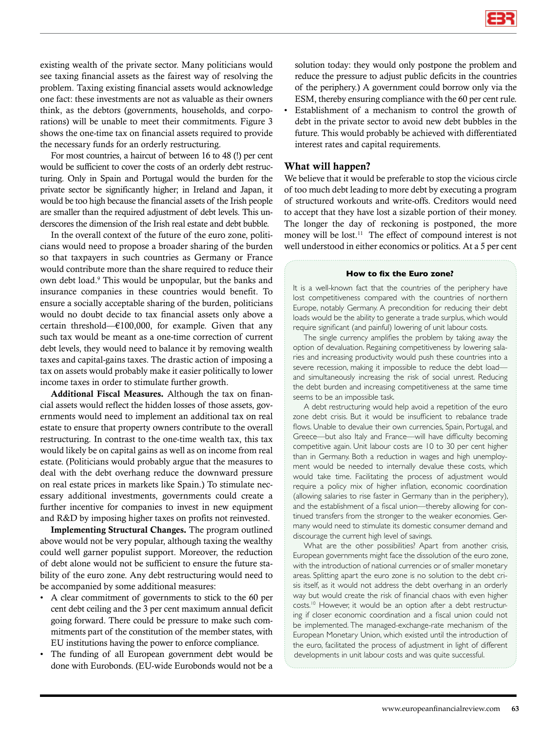existing wealth of the private sector. Many politicians would see taxing financial assets as the fairest way of resolving the problem. Taxing existing financial assets would acknowledge one fact: these investments are not as valuable as their owners think, as the debtors (governments, households, and corporations) will be unable to meet their commitments. Figure 3 shows the one-time tax on financial assets required to provide the necessary funds for an orderly restructuring.

For most countries, a haircut of between 16 to 48 (!) per cent would be sufficient to cover the costs of an orderly debt restructuring. Only in Spain and Portugal would the burden for the private sector be significantly higher; in Ireland and Japan, it would be too high because the financial assets of the Irish people are smaller than the required adjustment of debt levels. This underscores the dimension of the Irish real estate and debt bubble.

In the overall context of the future of the euro zone, politicians would need to propose a broader sharing of the burden so that taxpayers in such countries as Germany or France would contribute more than the share required to reduce their own debt load.[9] This would be unpopular, but the banks and insurance companies in these countries would benefit. To ensure a socially acceptable sharing of the burden, politicians would no doubt decide to tax financial assets only above a certain threshold—€100,000, for example. Given that any such tax would be meant as a one-time correction of current debt levels, they would need to balance it by removing wealth taxes and capital-gains taxes. The drastic action of imposing a tax on assets would probably make it easier politically to lower income taxes in order to stimulate further growth.

**Additional Fiscal Measures.** Although the tax on financial assets would reflect the hidden losses of those assets, governments would need to implement an additional tax on real estate to ensure that property owners contribute to the overall restructuring. In contrast to the one-time wealth tax, this tax would likely be on capital gains as well as on income from real estate. (Politicians would probably argue that the measures to deal with the debt overhang reduce the downward pressure on real estate prices in markets like Spain.) To stimulate necessary additional investments, governments could create a further incentive for companies to invest in new equipment and R&D by imposing higher taxes on profits not reinvested.

**Implementing Structural Changes.** The program outlined above would not be very popular, although taxing the wealthy could well garner populist support. Moreover, the reduction of debt alone would not be sufficient to ensure the future stability of the euro zone. Any debt restructuring would need to be accompanied by some additional measures:

- A clear commitment of governments to stick to the 60 per cent debt ceiling and the 3 per cent maximum annual deficit going forward. There could be pressure to make such commitments part of the constitution of the member states, with EU institutions having the power to enforce compliance.
- The funding of all European government debt would be done with Eurobonds. (EU-wide Eurobonds would not be a solution today: they would only postpone the problem and reduce the pressure to adjust public deficits in the countries of the periphery.) A government could borrow only via the ESM, thereby ensuring compliance with the 60 per cent rule.
- Establishment of a mechanism to control the growth of debt in the private sector to avoid new debt bubbles in the future. This would probably be achieved with differentiated interest rates and capital requirements.

## What will happen?

We believe that it would be preferable to stop the vicious circle of too much debt leading to more debt by executing a program of structured workouts and write-offs. Creditors would need to accept that they have lost a sizable portion of their money. The longer the day of reckoning is postponed, the more money will be lost.[11] The effect of compound interest is not well understood in either economics or politics. At a 5 per cent

### How to fix the Euro zone?

It is a well-known fact that the countries of the periphery have lost competitiveness compared with the countries of northern Europe, notably Germany. A precondition for reducing their debt loads would be the ability to generate a trade surplus, which would require significant (and painful) lowering of unit labour costs.

The single currency amplifies the problem by taking away the option of devaluation. Regaining competitiveness by lowering salaries and increasing productivity would push these countries into a severe recession, making it impossible to reduce the debt load—and simultaneously increasing the risk of social unrest. Reducing the debt burden and increasing competitiveness at the same time seems to be an impossible task.

A debt restructuring would help avoid a repetition of the euro zone debt crisis. But it would be insufficient to rebalance trade flows. Unable to devalue their own currencies, Spain, Portugal, and Greece—but also Italy and France—will have difficulty becoming competitive again. Unit labour costs are 10 to 30 per cent higher than in Germany. Both a reduction in wages and high unemployment would be needed to internally devalue these costs, which would take time. Facilitating the process of adjustment would require a policy mix of higher inflation, economic coordination (allowing salaries to rise faster in Germany than in the periphery), and the establishment of a fiscal union—thereby allowing for continued transfers from the stronger to the weaker economies. Germany would need to stimulate its domestic consumer demand and discourage the current high level of savings.

What are the other possibilities? Apart from another crisis, European governments might face the dissolution of the euro zone, with the introduction of national currencies or of smaller monetary areas. Splitting apart the euro zone is no solution to the debt crisis itself, as it would not address the debt overhang in an orderly way but would create the risk of financial chaos with even higher costs.[10] However, it would be an option after a debt restructuring if closer economic coordination and a fiscal union could not be implemented. The managed-exchange-rate mechanism of the European Monetary Union, which existed until the introduction of the euro, facilitated the process of adjustment in light of different developments in unit labour costs and was quite successful.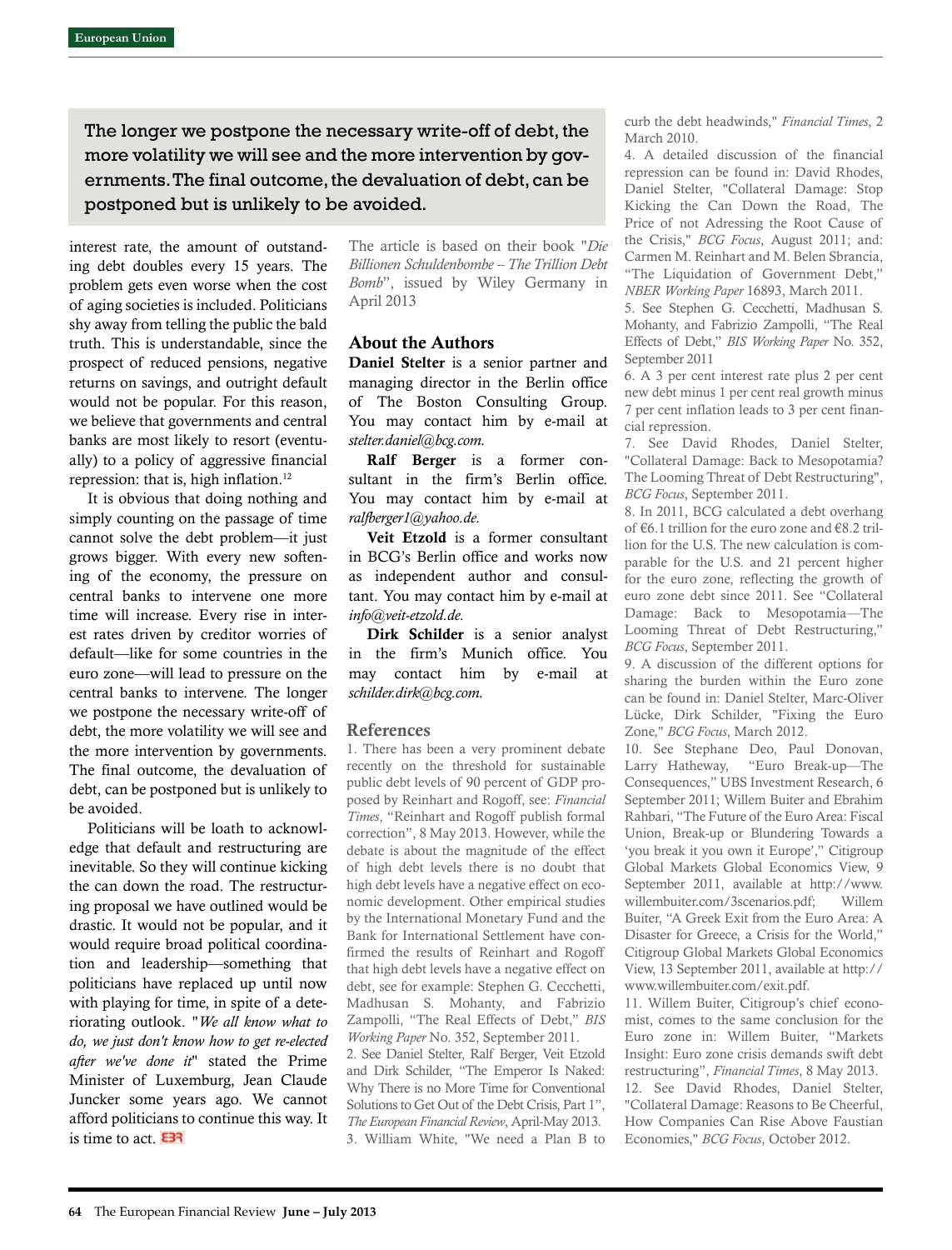> The longer we postpone the necessary write-off of debt, the more volatility we will see and the more intervention by governments. The final outcome, the devaluation of debt, can be postponed but is unlikely to be avoided.

interest rate, the amount of outstanding debt doubles every 15 years. The problem gets even worse when the cost of aging societies is included. Politicians shy away from telling the public the bald truth. This is understandable, since the prospect of reduced pensions, negative returns on savings, and outright default would not be popular. For this reason, we believe that governments and central banks are most likely to resort (eventually) to a policy of aggressive financial repression: that is, high inflation.[12]

It is obvious that doing nothing and simply counting on the passage of time cannot solve the debt problem—it just grows bigger. With every new softening of the economy, the pressure on central banks to intervene one more time will increase. Every rise in interest rates driven by creditor worries of default—like for some countries in the euro zone—will lead to pressure on the central banks to intervene. The longer we postpone the necessary write-off of debt, the more volatility we will see and the more intervention by governments. The final outcome, the devaluation of debt, can be postponed but is unlikely to be avoided.

Politicians will be loath to acknowledge that default and restructuring are inevitable. So they will continue kicking the can down the road. The restructuring proposal we have outlined would be drastic. It would not be popular, and it would require broad political coordination and leadership—something that politicians have replaced up until now with playing for time, in spite of a deteriorating outlook. "*We all know what to do, we just don't know how to get re-elected after we've done it*" stated the Prime Minister of Luxemburg, Jean Claude Juncker some years ago. We cannot afford politicians to continue this way. It is time to act.

The article is based on their book "*Die Billionen Schuldenbombe – The Trillion Debt Bomb*", issued by Wiley Germany in April 2013

## About the Authors

**Daniel Stelter** is a senior partner and managing director in the Berlin office of The Boston Consulting Group. You may contact him by e-mail at *stelter.daniel@bcg.com.*

**Ralf Berger** is a former consultant in the firm's Berlin office. You may contact him by e-mail at *ralfberger1@yahoo.de.*

**Veit Etzold** is a former consultant in BCG's Berlin office and works now as independent author and consultant. You may contact him by e-mail at *info@veit-etzold.de.*

**Dirk Schilder** is a senior analyst in the firm's Munich office. You may contact him by e-mail at *schilder.dirk@bcg.com.*

## References

1. There has been a very prominent debate recently on the threshold for sustainable public debt levels of 90 percent of GDP proposed by Reinhart and Rogoff, see: *Financial Times*, "Reinhart and Rogoff publish formal correction", 8 May 2013. However, while the debate is about the magnitude of the effect of high debt levels there is no doubt that high debt levels have a negative effect on economic development. Other empirical studies by the International Monetary Fund and the Bank for International Settlement have confirmed the results of Reinhart and Rogoff that high debt levels have a negative effect on debt, see for example: Stephen G. Cecchetti, Madhusan S. Mohanty, and Fabrizio Zampolli, "The Real Effects of Debt," *BIS Working Paper* No. 352, September 2011.
2. See Daniel Stelter, Ralf Berger, Veit Etzold and Dirk Schilder, "The Emperor Is Naked: Why There is no More Time for Conventional Solutions to Get Out of the Debt Crisis, Part 1", *The European Financial Review*, April-May 2013.
3. William White, "We need a Plan B to curb the debt headwinds," *Financial Times*, 2 March 2010.
4. A detailed discussion of the financial repression can be found in: David Rhodes, Daniel Stelter, "Collateral Damage: Stop Kicking the Can Down the Road, The Price of not Adressing the Root Cause of the Crisis," *BCG Focus*, August 2011; and: Carmen M. Reinhart and M. Belen Sbrancia, "The Liquidation of Government Debt," *NBER Working Paper* 16893, March 2011.
5. See Stephen G. Cecchetti, Madhusan S. Mohanty, and Fabrizio Zampolli, "The Real Effects of Debt," *BIS Working Paper* No. 352, September 2011
6. A 3 per cent interest rate plus 2 per cent new debt minus 1 per cent real growth minus 7 per cent inflation leads to 3 per cent financial repression.
7. See David Rhodes, Daniel Stelter, "Collateral Damage: Back to Mesopotamia? The Looming Threat of Debt Restructuring", *BCG Focus*, September 2011.
8. In 2011, BCG calculated a debt overhang of €6.1 trillion for the euro zone and €8.2 trillion for the U.S. The new calculation is comparable for the U.S. and 21 percent higher for the euro zone, reflecting the growth of euro zone debt since 2011. See "Collateral Damage: Back to Mesopotamia—The Looming Threat of Debt Restructuring," *BCG Focus*, September 2011.
9. A discussion of the different options for sharing the burden within the Euro zone can be found in: Daniel Stelter, Marc-Oliver Lücke, Dirk Schilder, "Fixing the Euro Zone," *BCG Focus*, March 2012.
10. See Stephane Deo, Paul Donovan, Larry Hatheway, "Euro Break-up—The Consequences," UBS Investment Research, 6 September 2011; Willem Buiter and Ebrahim Rahbari, "The Future of the Euro Area: Fiscal Union, Break-up or Blundering Towards a 'you break it you own it Europe'," Citigroup Global Markets Global Economics View, 9 September 2011, available at http://www.willembuiter.com/3scenarios.pdf; Willem Buiter, "A Greek Exit from the Euro Area: A Disaster for Greece, a Crisis for the World," Citigroup Global Markets Global Economics View, 13 September 2011, available at http://www.willembuiter.com/exit.pdf.
11. Willem Buiter, Citigroup's chief economist, comes to the same conclusion for the Euro zone in: Willem Buiter, "Markets Insight: Euro zone crisis demands swift debt restructuring", *Financial Times*, 8 May 2013.
12. See David Rhodes, Daniel Stelter, "Collateral Damage: Reasons to Be Cheerful, How Companies Can Rise Above Faustian Economies," *BCG Focus*, October 2012.